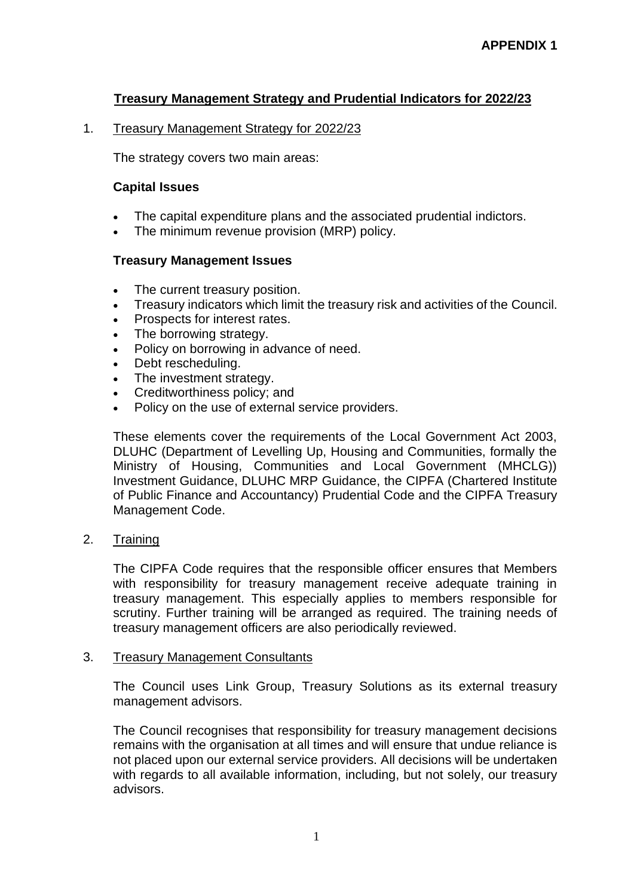**APPENDIX 1**

# Treasury Management Strategy and Prudential Indicators for 2022/23

## 1. Treasury Management Strategy for 2022/23

The strategy covers two main areas:

**Capital Issues**

- The capital expenditure plans and the associated prudential indictors.
- The minimum revenue provision (MRP) policy.

**Treasury Management Issues**

- The current treasury position.
- Treasury indicators which limit the treasury risk and activities of the Council.
- Prospects for interest rates.
- The borrowing strategy.
- Policy on borrowing in advance of need.
- Debt rescheduling.
- The investment strategy.
- Creditworthiness policy; and
- Policy on the use of external service providers.

These elements cover the requirements of the Local Government Act 2003, DLUHC (Department of Levelling Up, Housing and Communities, formally the Ministry of Housing, Communities and Local Government (MHCLG)) Investment Guidance, DLUHC MRP Guidance, the CIPFA (Chartered Institute of Public Finance and Accountancy) Prudential Code and the CIPFA Treasury Management Code.

## 2. Training

The CIPFA Code requires that the responsible officer ensures that Members with responsibility for treasury management receive adequate training in treasury management. This especially applies to members responsible for scrutiny. Further training will be arranged as required. The training needs of treasury management officers are also periodically reviewed.

## 3. Treasury Management Consultants

The Council uses Link Group, Treasury Solutions as its external treasury management advisors.

The Council recognises that responsibility for treasury management decisions remains with the organisation at all times and will ensure that undue reliance is not placed upon our external service providers. All decisions will be undertaken with regards to all available information, including, but not solely, our treasury advisors.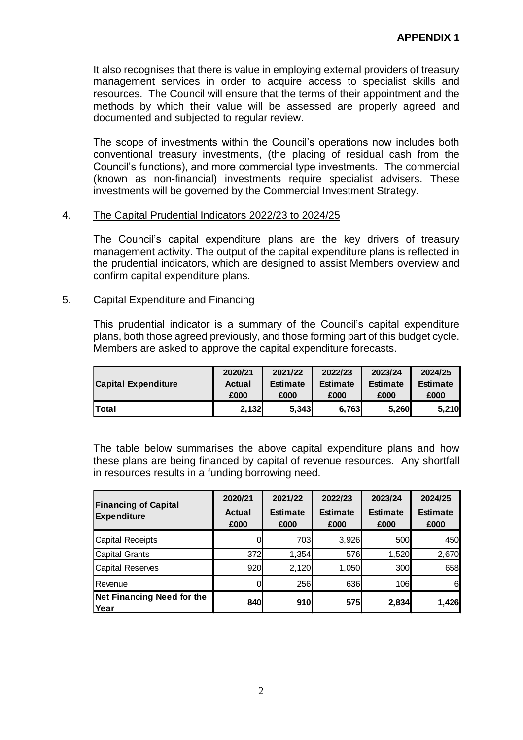**APPENDIX 1**

It also recognises that there is value in employing external providers of treasury management services in order to acquire access to specialist skills and resources. The Council will ensure that the terms of their appointment and the methods by which their value will be assessed are properly agreed and documented and subjected to regular review.

The scope of investments within the Council's operations now includes both conventional treasury investments, (the placing of residual cash from the Council's functions), and more commercial type investments. The commercial (known as non-financial) investments require specialist advisers. These investments will be governed by the Commercial Investment Strategy.

4. The Capital Prudential Indicators 2022/23 to 2024/25

The Council's capital expenditure plans are the key drivers of treasury management activity. The output of the capital expenditure plans is reflected in the prudential indicators, which are designed to assist Members overview and confirm capital expenditure plans.

5. Capital Expenditure and Financing

This prudential indicator is a summary of the Council's capital expenditure plans, both those agreed previously, and those forming part of this budget cycle. Members are asked to approve the capital expenditure forecasts.

| Capital Expenditure | 2020/21 Actual £000 | 2021/22 Estimate £000 | 2022/23 Estimate £000 | 2023/24 Estimate £000 | 2024/25 Estimate £000 |
|---|---|---|---|---|---|
| **Total** | **2,132** | **5,343** | **6,763** | **5,260** | **5,210** |

The table below summarises the above capital expenditure plans and how these plans are being financed by capital of revenue resources. Any shortfall in resources results in a funding borrowing need.

| Financing of Capital Expenditure | 2020/21 Actual £000 | 2021/22 Estimate £000 | 2022/23 Estimate £000 | 2023/24 Estimate £000 | 2024/25 Estimate £000 |
|---|---|---|---|---|---|
| Capital Receipts | 0 | 703 | 3,926 | 500 | 450 |
| Capital Grants | 372 | 1,354 | 576 | 1,520 | 2,670 |
| Capital Reserves | 920 | 2,120 | 1,050 | 300 | 658 |
| Revenue | 0 | 256 | 636 | 106 | 6 |
| **Net Financing Need for the Year** | **840** | **910** | **575** | **2,834** | **1,426** |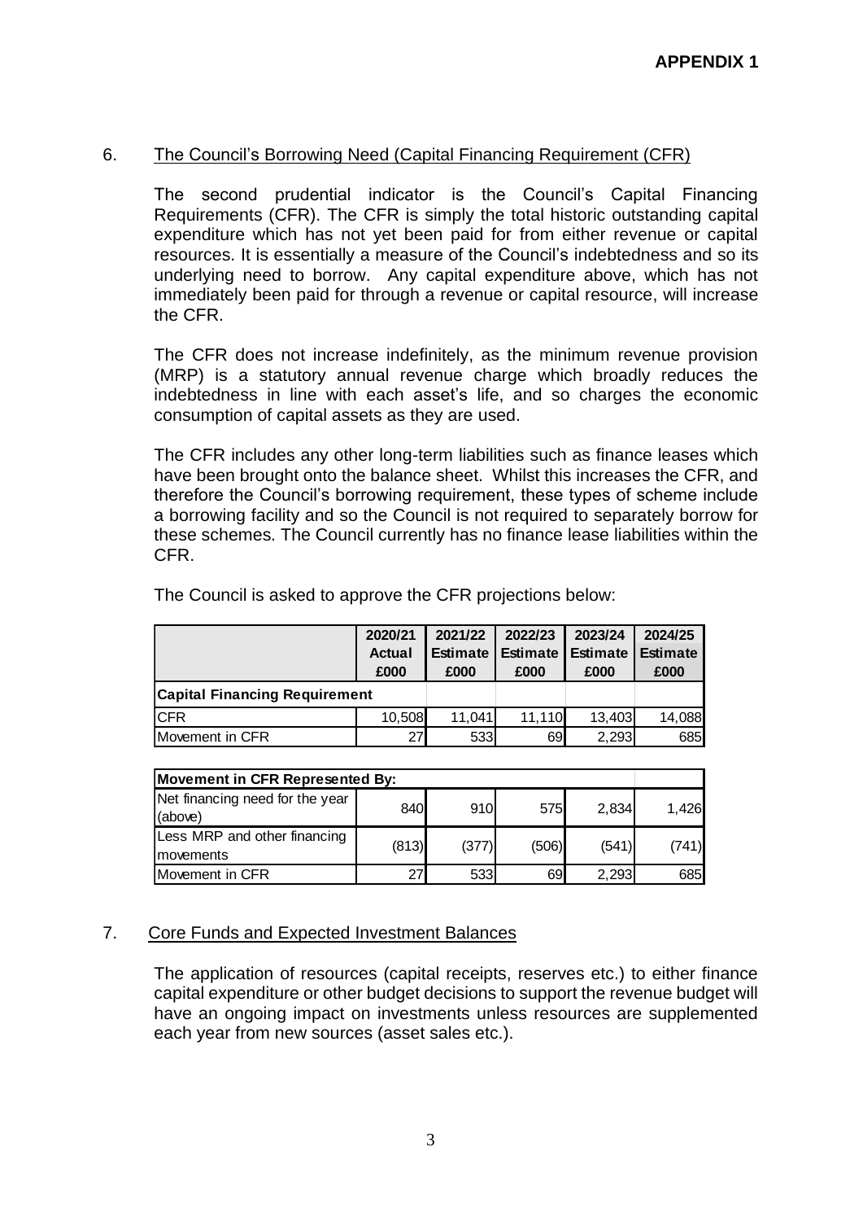**APPENDIX 1**

## 6. The Council's Borrowing Need (Capital Financing Requirement (CFR)

The second prudential indicator is the Council's Capital Financing Requirements (CFR). The CFR is simply the total historic outstanding capital expenditure which has not yet been paid for from either revenue or capital resources. It is essentially a measure of the Council's indebtedness and so its underlying need to borrow. Any capital expenditure above, which has not immediately been paid for through a revenue or capital resource, will increase the CFR.

The CFR does not increase indefinitely, as the minimum revenue provision (MRP) is a statutory annual revenue charge which broadly reduces the indebtedness in line with each asset's life, and so charges the economic consumption of capital assets as they are used.

The CFR includes any other long-term liabilities such as finance leases which have been brought onto the balance sheet. Whilst this increases the CFR, and therefore the Council's borrowing requirement, these types of scheme include a borrowing facility and so the Council is not required to separately borrow for these schemes. The Council currently has no finance lease liabilities within the CFR.

The Council is asked to approve the CFR projections below:

| | 2020/21 Actual £000 | 2021/22 Estimate £000 | 2022/23 Estimate £000 | 2023/24 Estimate £000 | 2024/25 Estimate £000 |
|---|---|---|---|---|---|
| **Capital Financing Requirement** | | | | | |
| CFR | 10,508 | 11,041 | 11,110 | 13,403 | 14,088 |
| Movement in CFR | 27 | 533 | 69 | 2,293 | 685 |

| **Movement in CFR Represented By:** | | | | | |
|---|---|---|---|---|---|
| Net financing need for the year (above) | 840 | 910 | 575 | 2,834 | 1,426 |
| Less MRP and other financing movements | (813) | (377) | (506) | (541) | (741) |
| Movement in CFR | 27 | 533 | 69 | 2,293 | 685 |

## 7. Core Funds and Expected Investment Balances

The application of resources (capital receipts, reserves etc.) to either finance capital expenditure or other budget decisions to support the revenue budget will have an ongoing impact on investments unless resources are supplemented each year from new sources (asset sales etc.).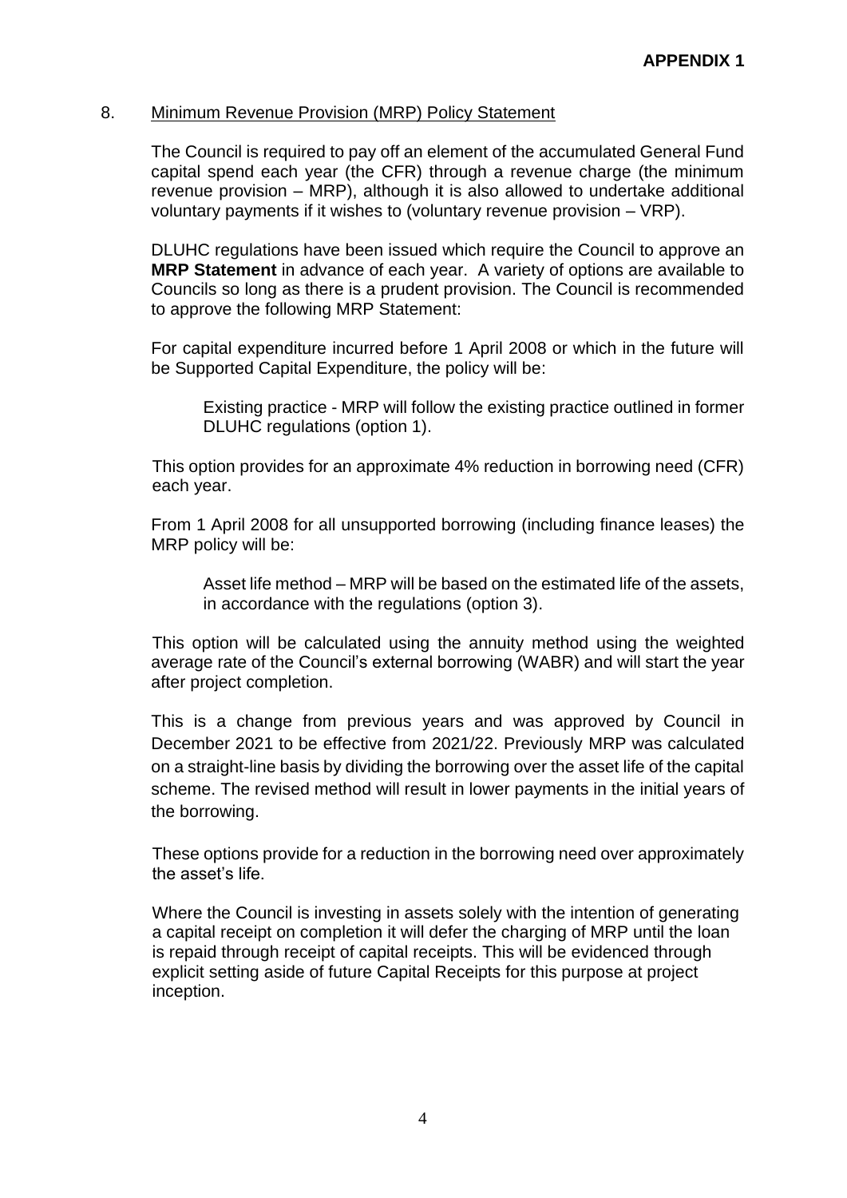**APPENDIX 1**

## 8. Minimum Revenue Provision (MRP) Policy Statement

The Council is required to pay off an element of the accumulated General Fund capital spend each year (the CFR) through a revenue charge (the minimum revenue provision – MRP), although it is also allowed to undertake additional voluntary payments if it wishes to (voluntary revenue provision – VRP).

DLUHC regulations have been issued which require the Council to approve an **MRP Statement** in advance of each year. A variety of options are available to Councils so long as there is a prudent provision. The Council is recommended to approve the following MRP Statement:

For capital expenditure incurred before 1 April 2008 or which in the future will be Supported Capital Expenditure, the policy will be:

> Existing practice - MRP will follow the existing practice outlined in former DLUHC regulations (option 1).

This option provides for an approximate 4% reduction in borrowing need (CFR) each year.

From 1 April 2008 for all unsupported borrowing (including finance leases) the MRP policy will be:

> Asset life method – MRP will be based on the estimated life of the assets, in accordance with the regulations (option 3).

This option will be calculated using the annuity method using the weighted average rate of the Council's external borrowing (WABR) and will start the year after project completion.

This is a change from previous years and was approved by Council in December 2021 to be effective from 2021/22. Previously MRP was calculated on a straight-line basis by dividing the borrowing over the asset life of the capital scheme. The revised method will result in lower payments in the initial years of the borrowing.

These options provide for a reduction in the borrowing need over approximately the asset's life.

Where the Council is investing in assets solely with the intention of generating a capital receipt on completion it will defer the charging of MRP until the loan is repaid through receipt of capital receipts. This will be evidenced through explicit setting aside of future Capital Receipts for this purpose at project inception.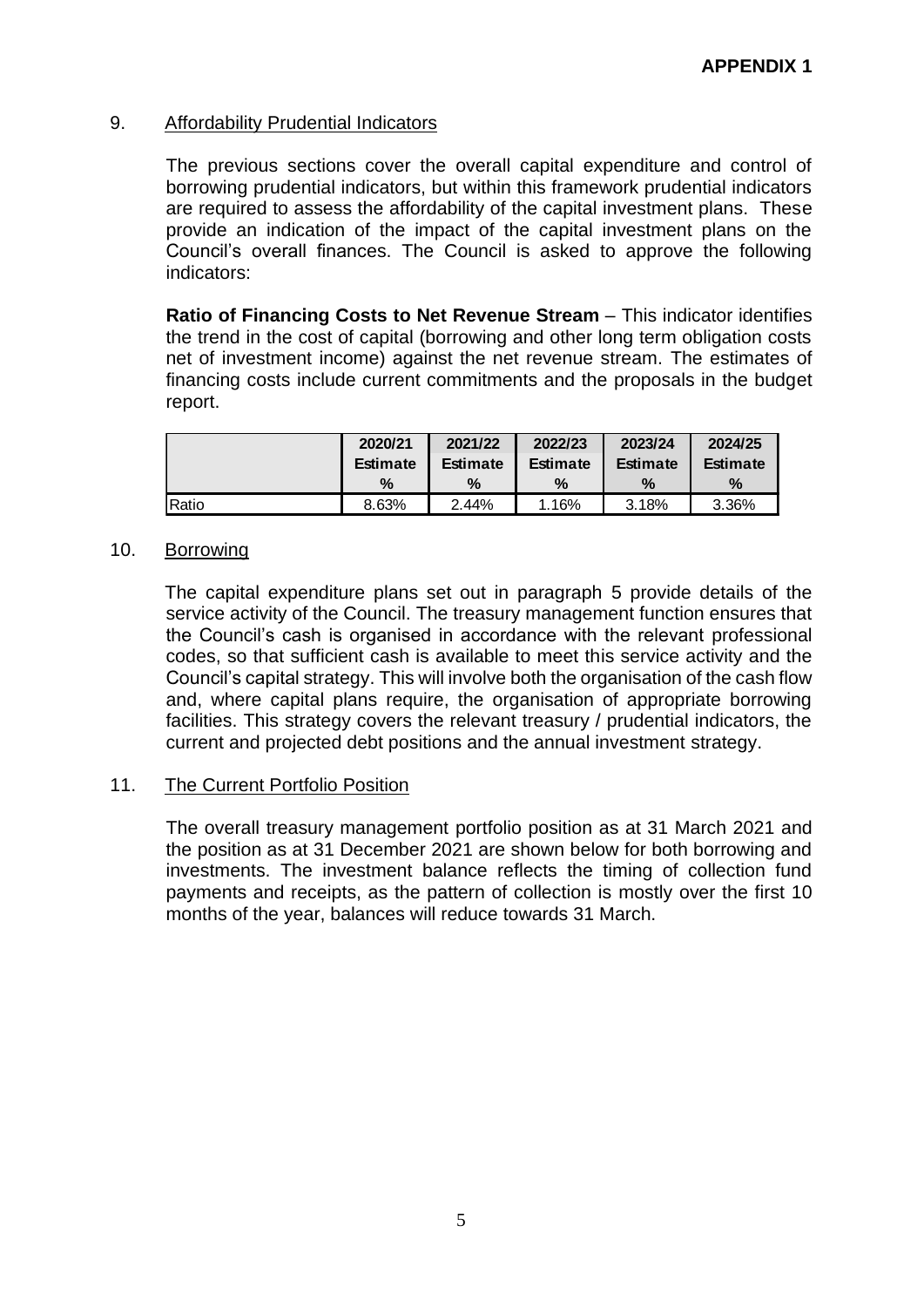**APPENDIX 1**

9. Affordability Prudential Indicators

The previous sections cover the overall capital expenditure and control of borrowing prudential indicators, but within this framework prudential indicators are required to assess the affordability of the capital investment plans. These provide an indication of the impact of the capital investment plans on the Council's overall finances. The Council is asked to approve the following indicators:

**Ratio of Financing Costs to Net Revenue Stream** – This indicator identifies the trend in the cost of capital (borrowing and other long term obligation costs net of investment income) against the net revenue stream. The estimates of financing costs include current commitments and the proposals in the budget report.

| | 2020/21 Estimate % | 2021/22 Estimate % | 2022/23 Estimate % | 2023/24 Estimate % | 2024/25 Estimate % |
|---|---|---|---|---|---|
| Ratio | 8.63% | 2.44% | 1.16% | 3.18% | 3.36% |

10. Borrowing

The capital expenditure plans set out in paragraph 5 provide details of the service activity of the Council. The treasury management function ensures that the Council's cash is organised in accordance with the relevant professional codes, so that sufficient cash is available to meet this service activity and the Council's capital strategy. This will involve both the organisation of the cash flow and, where capital plans require, the organisation of appropriate borrowing facilities. This strategy covers the relevant treasury / prudential indicators, the current and projected debt positions and the annual investment strategy.

11. The Current Portfolio Position

The overall treasury management portfolio position as at 31 March 2021 and the position as at 31 December 2021 are shown below for both borrowing and investments. The investment balance reflects the timing of collection fund payments and receipts, as the pattern of collection is mostly over the first 10 months of the year, balances will reduce towards 31 March.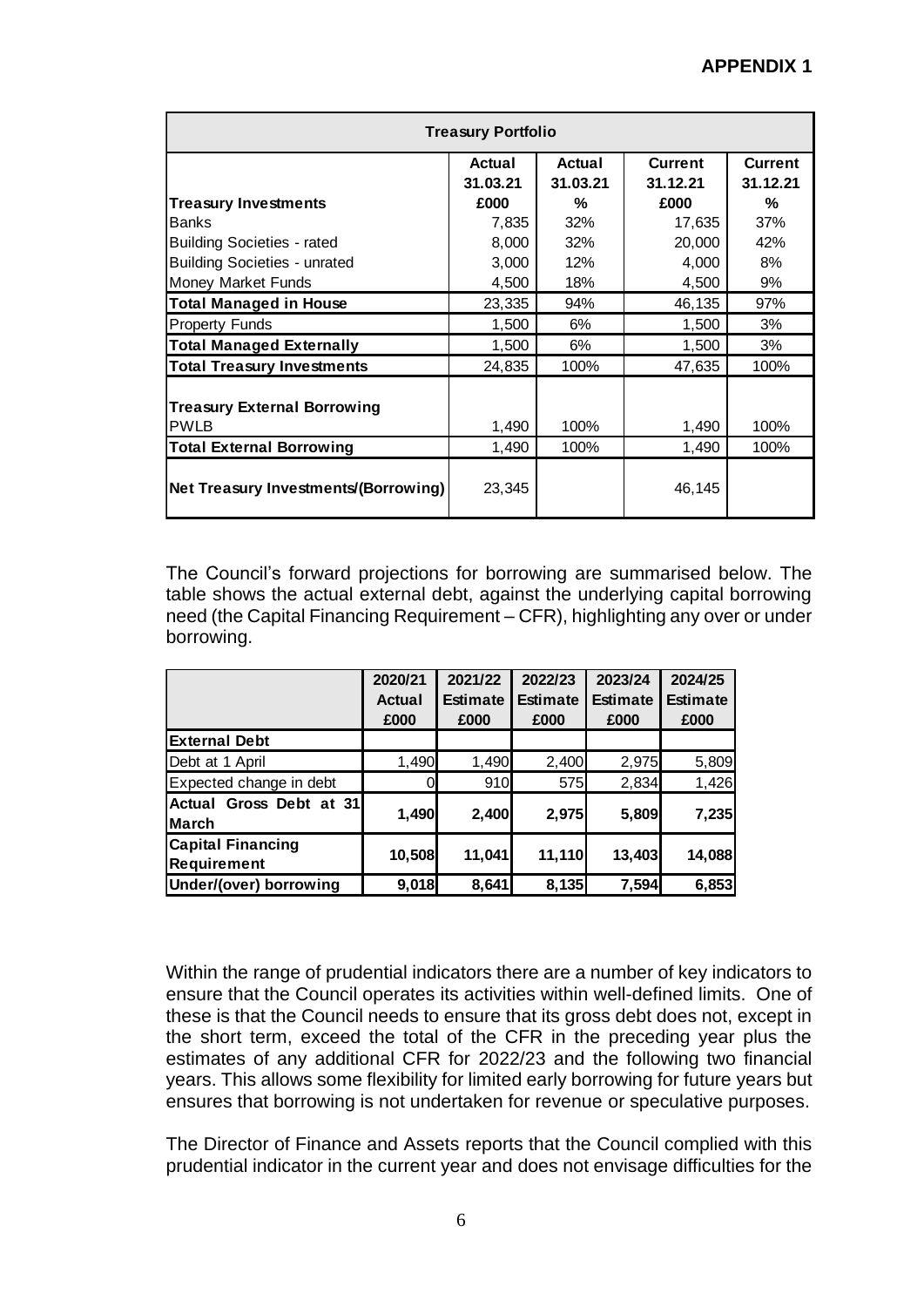**APPENDIX 1**

| Treasury Portfolio | | | | |
|---|---|---|---|---|
| **Treasury Investments** | **Actual 31.03.21 £000** | **Actual 31.03.21 %** | **Current 31.12.21 £000** | **Current 31.12.21 %** |
| Banks | 7,835 | 32% | 17,635 | 37% |
| Building Societies - rated | 8,000 | 32% | 20,000 | 42% |
| Building Societies - unrated | 3,000 | 12% | 4,000 | 8% |
| Money Market Funds | 4,500 | 18% | 4,500 | 9% |
| **Total Managed in House** | 23,335 | 94% | 46,135 | 97% |
| Property Funds | 1,500 | 6% | 1,500 | 3% |
| **Total Managed Externally** | 1,500 | 6% | 1,500 | 3% |
| **Total Treasury Investments** | 24,835 | 100% | 47,635 | 100% |
| **Treasury External Borrowing** | | | | |
| PWLB | 1,490 | 100% | 1,490 | 100% |
| **Total External Borrowing** | 1,490 | 100% | 1,490 | 100% |
| **Net Treasury Investments/(Borrowing)** | 23,345 | | 46,145 | |

The Council's forward projections for borrowing are summarised below. The table shows the actual external debt, against the underlying capital borrowing need (the Capital Financing Requirement – CFR), highlighting any over or under borrowing.

| | **2020/21 Actual £000** | **2021/22 Estimate £000** | **2022/23 Estimate £000** | **2023/24 Estimate £000** | **2024/25 Estimate £000** |
|---|---|---|---|---|---|
| **External Debt** | | | | | |
| Debt at 1 April | 1,490 | 1,490 | 2,400 | 2,975 | 5,809 |
| Expected change in debt | 0 | 910 | 575 | 2,834 | 1,426 |
| **Actual Gross Debt at 31 March** | **1,490** | **2,400** | **2,975** | **5,809** | **7,235** |
| **Capital Financing Requirement** | **10,508** | **11,041** | **11,110** | **13,403** | **14,088** |
| **Under/(over) borrowing** | **9,018** | **8,641** | **8,135** | **7,594** | **6,853** |

Within the range of prudential indicators there are a number of key indicators to ensure that the Council operates its activities within well-defined limits. One of these is that the Council needs to ensure that its gross debt does not, except in the short term, exceed the total of the CFR in the preceding year plus the estimates of any additional CFR for 2022/23 and the following two financial years. This allows some flexibility for limited early borrowing for future years but ensures that borrowing is not undertaken for revenue or speculative purposes.

The Director of Finance and Assets reports that the Council complied with this prudential indicator in the current year and does not envisage difficulties for the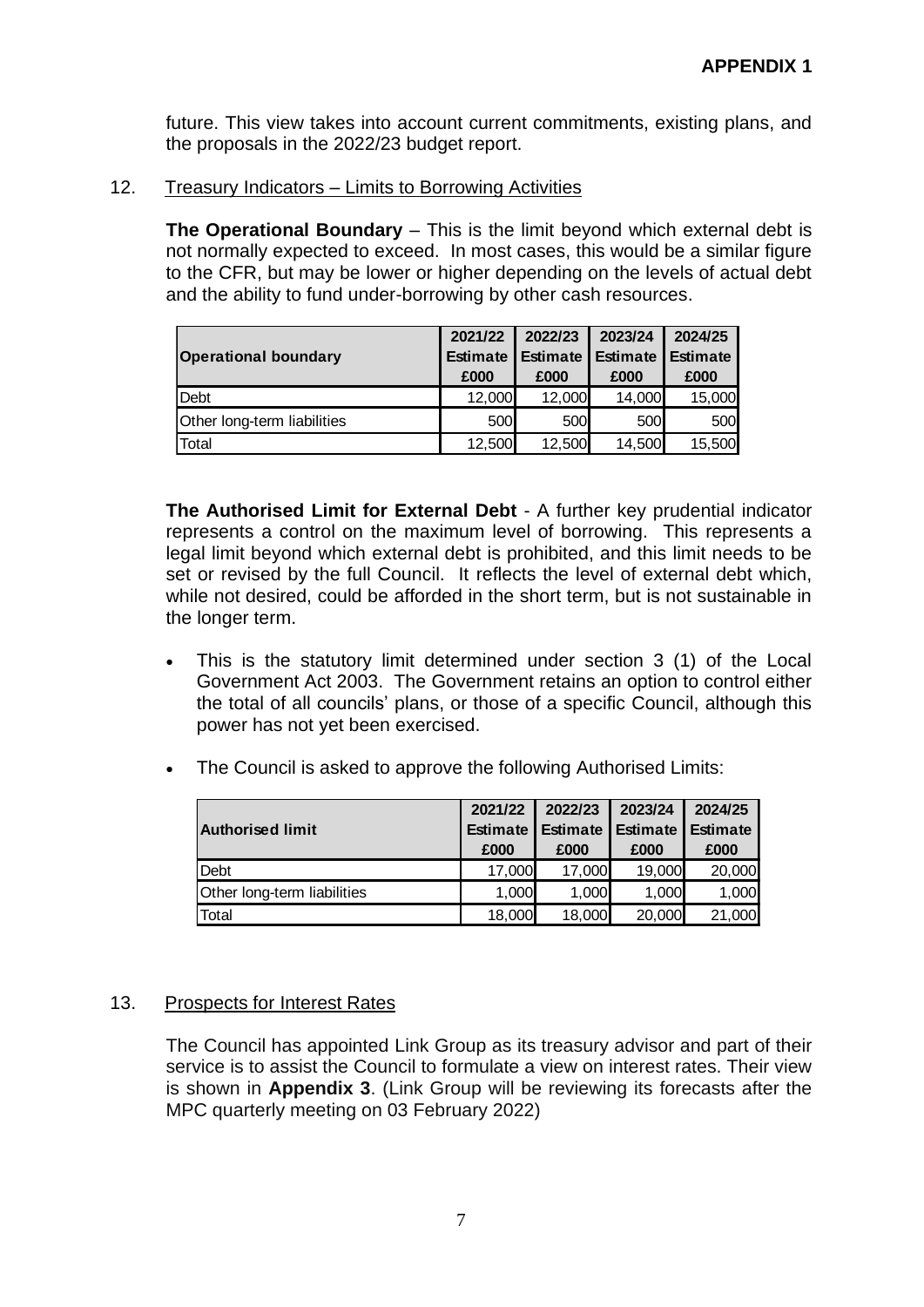**APPENDIX 1**

future. This view takes into account current commitments, existing plans, and the proposals in the 2022/23 budget report.

12. Treasury Indicators – Limits to Borrowing Activities

**The Operational Boundary** – This is the limit beyond which external debt is not normally expected to exceed. In most cases, this would be a similar figure to the CFR, but may be lower or higher depending on the levels of actual debt and the ability to fund under-borrowing by other cash resources.

| Operational boundary | 2021/22 Estimate £000 | 2022/23 Estimate £000 | 2023/24 Estimate £000 | 2024/25 Estimate £000 |
|---|---|---|---|---|
| Debt | 12,000 | 12,000 | 14,000 | 15,000 |
| Other long-term liabilities | 500 | 500 | 500 | 500 |
| Total | 12,500 | 12,500 | 14,500 | 15,500 |

**The Authorised Limit for External Debt** - A further key prudential indicator represents a control on the maximum level of borrowing. This represents a legal limit beyond which external debt is prohibited, and this limit needs to be set or revised by the full Council. It reflects the level of external debt which, while not desired, could be afforded in the short term, but is not sustainable in the longer term.

- This is the statutory limit determined under section 3 (1) of the Local Government Act 2003. The Government retains an option to control either the total of all councils' plans, or those of a specific Council, although this power has not yet been exercised.
- The Council is asked to approve the following Authorised Limits:

| Authorised limit | 2021/22 Estimate £000 | 2022/23 Estimate £000 | 2023/24 Estimate £000 | 2024/25 Estimate £000 |
|---|---|---|---|---|
| Debt | 17,000 | 17,000 | 19,000 | 20,000 |
| Other long-term liabilities | 1,000 | 1,000 | 1,000 | 1,000 |
| Total | 18,000 | 18,000 | 20,000 | 21,000 |

13. Prospects for Interest Rates

The Council has appointed Link Group as its treasury advisor and part of their service is to assist the Council to formulate a view on interest rates. Their view is shown in **Appendix 3**. (Link Group will be reviewing its forecasts after the MPC quarterly meeting on 03 February 2022)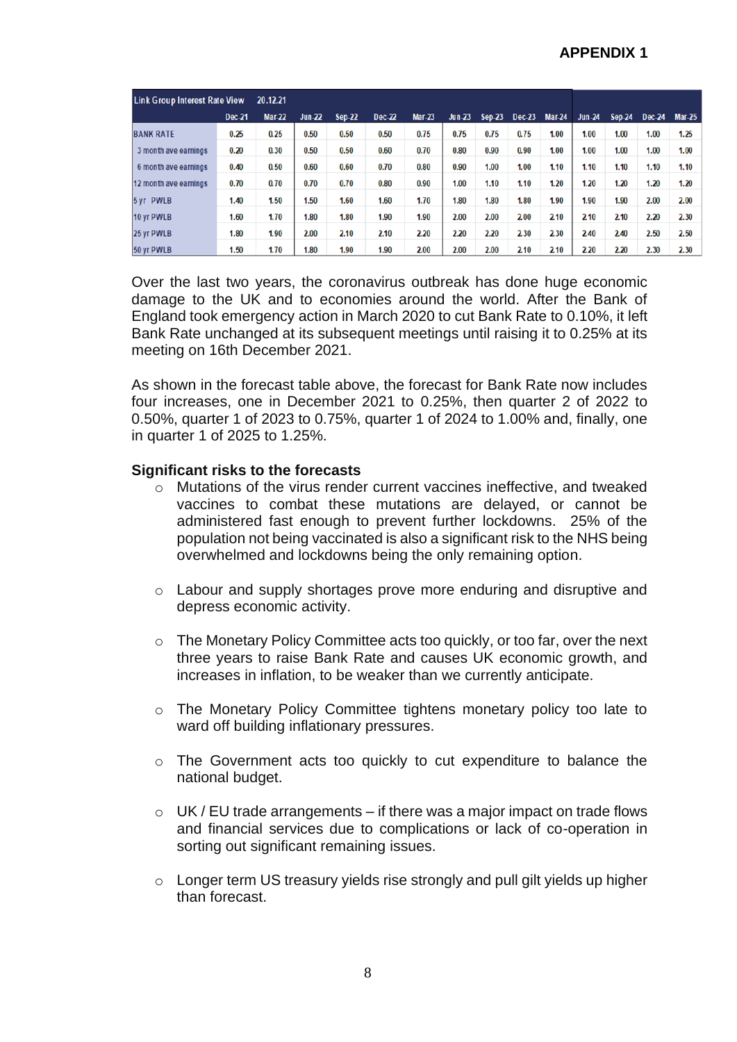**APPENDIX 1**

| Link Group Interest Rate View | 20.12.21 | | | | | | | | | | | | | |
|---|---|---|---|---|---|---|---|---|---|---|---|---|---|---|
| | Dec-21 | Mar-22 | Jun-22 | Sep-22 | Dec-22 | Mar-23 | Jun-23 | Sep-23 | Dec-23 | Mar-24 | Jun-24 | Sep-24 | Dec-24 | Mar-25 |
| BANK RATE | 0.25 | 0.25 | 0.50 | 0.50 | 0.50 | 0.75 | 0.75 | 0.75 | 0.75 | 1.00 | 1.00 | 1.00 | 1.00 | 1.25 |
| 3 month ave earnings | 0.20 | 0.30 | 0.50 | 0.50 | 0.60 | 0.70 | 0.80 | 0.90 | 0.90 | 1.00 | 1.00 | 1.00 | 1.00 | 1.00 |
| 6 month ave earnings | 0.40 | 0.50 | 0.60 | 0.60 | 0.70 | 0.80 | 0.90 | 1.00 | 1.00 | 1.10 | 1.10 | 1.10 | 1.10 | 1.10 |
| 12 month ave earnings | 0.70 | 0.70 | 0.70 | 0.70 | 0.80 | 0.90 | 1.00 | 1.10 | 1.10 | 1.20 | 1.20 | 1.20 | 1.20 | 1.20 |
| 5 yr PWLB | 1.40 | 1.50 | 1.50 | 1.60 | 1.60 | 1.70 | 1.80 | 1.80 | 1.80 | 1.90 | 1.90 | 1.90 | 2.00 | 2.00 |
| 10 yr PWLB | 1.60 | 1.70 | 1.80 | 1.80 | 1.90 | 1.90 | 2.00 | 2.00 | 2.00 | 2.10 | 2.10 | 2.10 | 2.20 | 2.30 |
| 25 yr PWLB | 1.80 | 1.90 | 2.00 | 2.10 | 2.10 | 2.20 | 2.20 | 2.20 | 2.30 | 2.30 | 2.40 | 2.40 | 2.50 | 2.50 |
| 50 yr PWLB | 1.50 | 1.70 | 1.80 | 1.90 | 1.90 | 2.00 | 2.00 | 2.00 | 2.10 | 2.10 | 2.20 | 2.20 | 2.30 | 2.30 |

Over the last two years, the coronavirus outbreak has done huge economic damage to the UK and to economies around the world. After the Bank of England took emergency action in March 2020 to cut Bank Rate to 0.10%, it left Bank Rate unchanged at its subsequent meetings until raising it to 0.25% at its meeting on 16th December 2021.

As shown in the forecast table above, the forecast for Bank Rate now includes four increases, one in December 2021 to 0.25%, then quarter 2 of 2022 to 0.50%, quarter 1 of 2023 to 0.75%, quarter 1 of 2024 to 1.00% and, finally, one in quarter 1 of 2025 to 1.25%.

**Significant risks to the forecasts**

- Mutations of the virus render current vaccines ineffective, and tweaked vaccines to combat these mutations are delayed, or cannot be administered fast enough to prevent further lockdowns. 25% of the population not being vaccinated is also a significant risk to the NHS being overwhelmed and lockdowns being the only remaining option.

- Labour and supply shortages prove more enduring and disruptive and depress economic activity.

- The Monetary Policy Committee acts too quickly, or too far, over the next three years to raise Bank Rate and causes UK economic growth, and increases in inflation, to be weaker than we currently anticipate.

- The Monetary Policy Committee tightens monetary policy too late to ward off building inflationary pressures.

- The Government acts too quickly to cut expenditure to balance the national budget.

- UK / EU trade arrangements – if there was a major impact on trade flows and financial services due to complications or lack of co-operation in sorting out significant remaining issues.

- Longer term US treasury yields rise strongly and pull gilt yields up higher than forecast.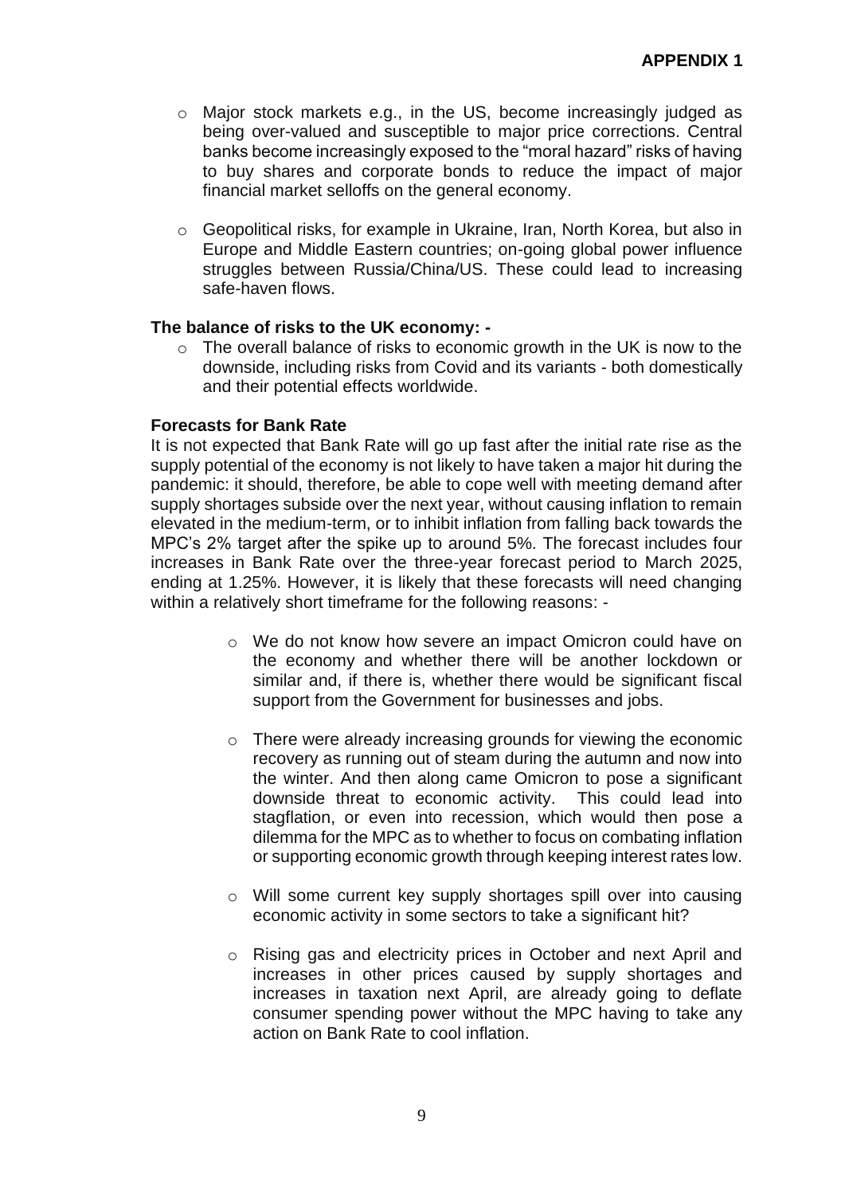**APPENDIX 1**

- Major stock markets e.g., in the US, become increasingly judged as being over-valued and susceptible to major price corrections. Central banks become increasingly exposed to the "moral hazard" risks of having to buy shares and corporate bonds to reduce the impact of major financial market selloffs on the general economy.

- Geopolitical risks, for example in Ukraine, Iran, North Korea, but also in Europe and Middle Eastern countries; on-going global power influence struggles between Russia/China/US. These could lead to increasing safe-haven flows.

**The balance of risks to the UK economy: -**

- The overall balance of risks to economic growth in the UK is now to the downside, including risks from Covid and its variants - both domestically and their potential effects worldwide.

**Forecasts for Bank Rate**

It is not expected that Bank Rate will go up fast after the initial rate rise as the supply potential of the economy is not likely to have taken a major hit during the pandemic: it should, therefore, be able to cope well with meeting demand after supply shortages subside over the next year, without causing inflation to remain elevated in the medium-term, or to inhibit inflation from falling back towards the MPC's 2% target after the spike up to around 5%. The forecast includes four increases in Bank Rate over the three-year forecast period to March 2025, ending at 1.25%. However, it is likely that these forecasts will need changing within a relatively short timeframe for the following reasons: -

- We do not know how severe an impact Omicron could have on the economy and whether there will be another lockdown or similar and, if there is, whether there would be significant fiscal support from the Government for businesses and jobs.

- There were already increasing grounds for viewing the economic recovery as running out of steam during the autumn and now into the winter. And then along came Omicron to pose a significant downside threat to economic activity. This could lead into stagflation, or even into recession, which would then pose a dilemma for the MPC as to whether to focus on combating inflation or supporting economic growth through keeping interest rates low.

- Will some current key supply shortages spill over into causing economic activity in some sectors to take a significant hit?

- Rising gas and electricity prices in October and next April and increases in other prices caused by supply shortages and increases in taxation next April, are already going to deflate consumer spending power without the MPC having to take any action on Bank Rate to cool inflation.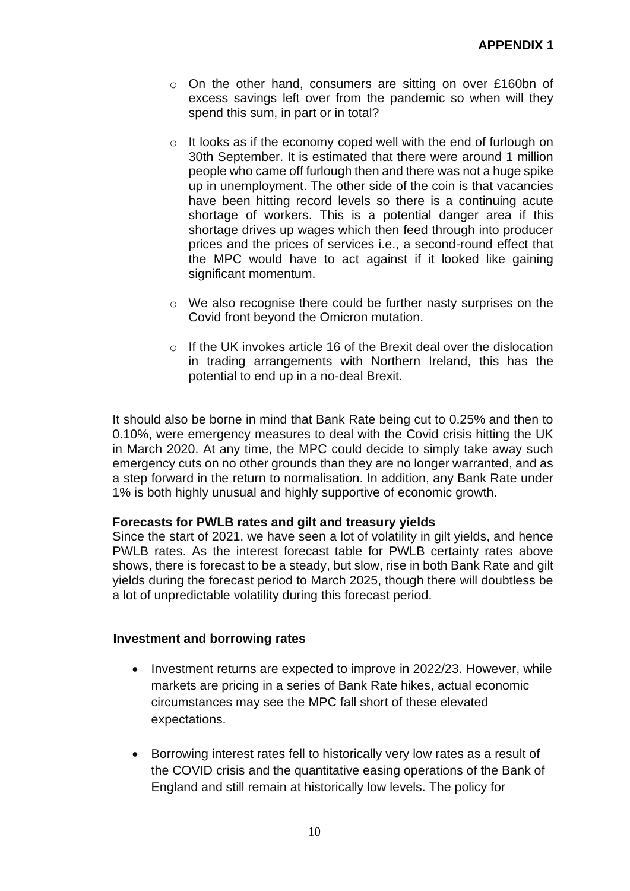- On the other hand, consumers are sitting on over £160bn of excess savings left over from the pandemic so when will they spend this sum, in part or in total?

- It looks as if the economy coped well with the end of furlough on 30th September. It is estimated that there were around 1 million people who came off furlough then and there was not a huge spike up in unemployment. The other side of the coin is that vacancies have been hitting record levels so there is a continuing acute shortage of workers. This is a potential danger area if this shortage drives up wages which then feed through into producer prices and the prices of services i.e., a second-round effect that the MPC would have to act against if it looked like gaining significant momentum.

- We also recognise there could be further nasty surprises on the Covid front beyond the Omicron mutation.

- If the UK invokes article 16 of the Brexit deal over the dislocation in trading arrangements with Northern Ireland, this has the potential to end up in a no-deal Brexit.

It should also be borne in mind that Bank Rate being cut to 0.25% and then to 0.10%, were emergency measures to deal with the Covid crisis hitting the UK in March 2020. At any time, the MPC could decide to simply take away such emergency cuts on no other grounds than they are no longer warranted, and as a step forward in the return to normalisation. In addition, any Bank Rate under 1% is both highly unusual and highly supportive of economic growth.

**Forecasts for PWLB rates and gilt and treasury yields**

Since the start of 2021, we have seen a lot of volatility in gilt yields, and hence PWLB rates. As the interest forecast table for PWLB certainty rates above shows, there is forecast to be a steady, but slow, rise in both Bank Rate and gilt yields during the forecast period to March 2025, though there will doubtless be a lot of unpredictable volatility during this forecast period.

**Investment and borrowing rates**

- Investment returns are expected to improve in 2022/23. However, while markets are pricing in a series of Bank Rate hikes, actual economic circumstances may see the MPC fall short of these elevated expectations.

- Borrowing interest rates fell to historically very low rates as a result of the COVID crisis and the quantitative easing operations of the Bank of England and still remain at historically low levels. The policy for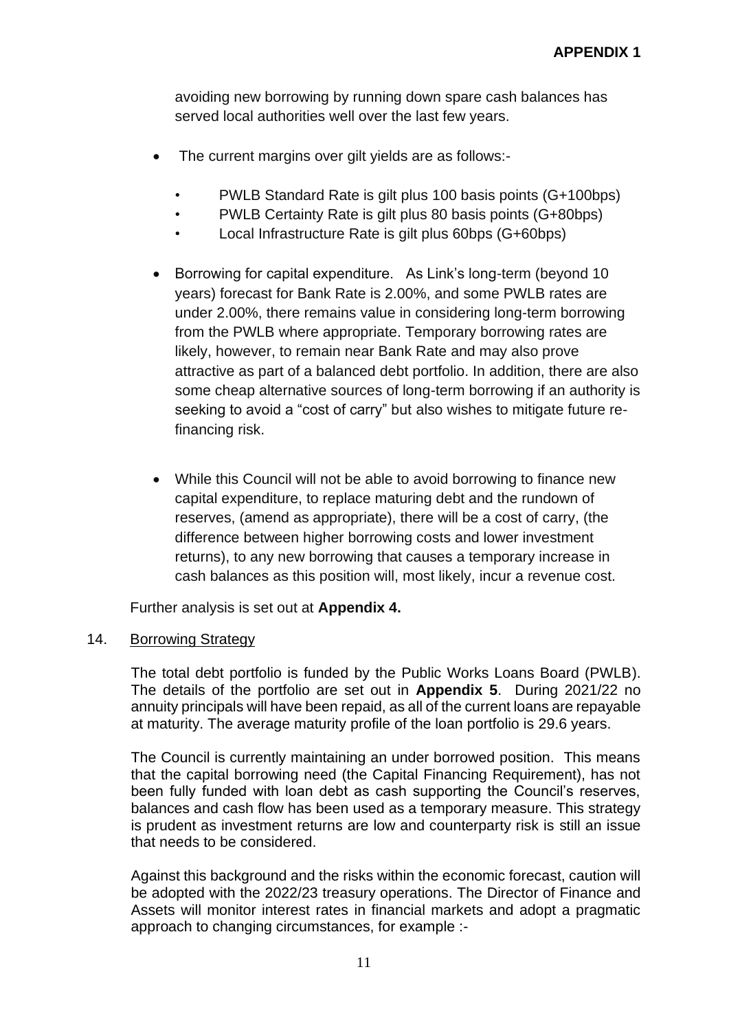avoiding new borrowing by running down spare cash balances has served local authorities well over the last few years.

- The current margins over gilt yields are as follows:-
  - PWLB Standard Rate is gilt plus 100 basis points (G+100bps)
  - PWLB Certainty Rate is gilt plus 80 basis points (G+80bps)
  - Local Infrastructure Rate is gilt plus 60bps (G+60bps)

- Borrowing for capital expenditure. As Link's long-term (beyond 10 years) forecast for Bank Rate is 2.00%, and some PWLB rates are under 2.00%, there remains value in considering long-term borrowing from the PWLB where appropriate. Temporary borrowing rates are likely, however, to remain near Bank Rate and may also prove attractive as part of a balanced debt portfolio. In addition, there are also some cheap alternative sources of long-term borrowing if an authority is seeking to avoid a "cost of carry" but also wishes to mitigate future re-financing risk.

- While this Council will not be able to avoid borrowing to finance new capital expenditure, to replace maturing debt and the rundown of reserves, (amend as appropriate), there will be a cost of carry, (the difference between higher borrowing costs and lower investment returns), to any new borrowing that causes a temporary increase in cash balances as this position will, most likely, incur a revenue cost.

Further analysis is set out at **Appendix 4.**

## 14. Borrowing Strategy

The total debt portfolio is funded by the Public Works Loans Board (PWLB). The details of the portfolio are set out in **Appendix 5**. During 2021/22 no annuity principals will have been repaid, as all of the current loans are repayable at maturity. The average maturity profile of the loan portfolio is 29.6 years.

The Council is currently maintaining an under borrowed position. This means that the capital borrowing need (the Capital Financing Requirement), has not been fully funded with loan debt as cash supporting the Council's reserves, balances and cash flow has been used as a temporary measure. This strategy is prudent as investment returns are low and counterparty risk is still an issue that needs to be considered.

Against this background and the risks within the economic forecast, caution will be adopted with the 2022/23 treasury operations. The Director of Finance and Assets will monitor interest rates in financial markets and adopt a pragmatic approach to changing circumstances, for example :-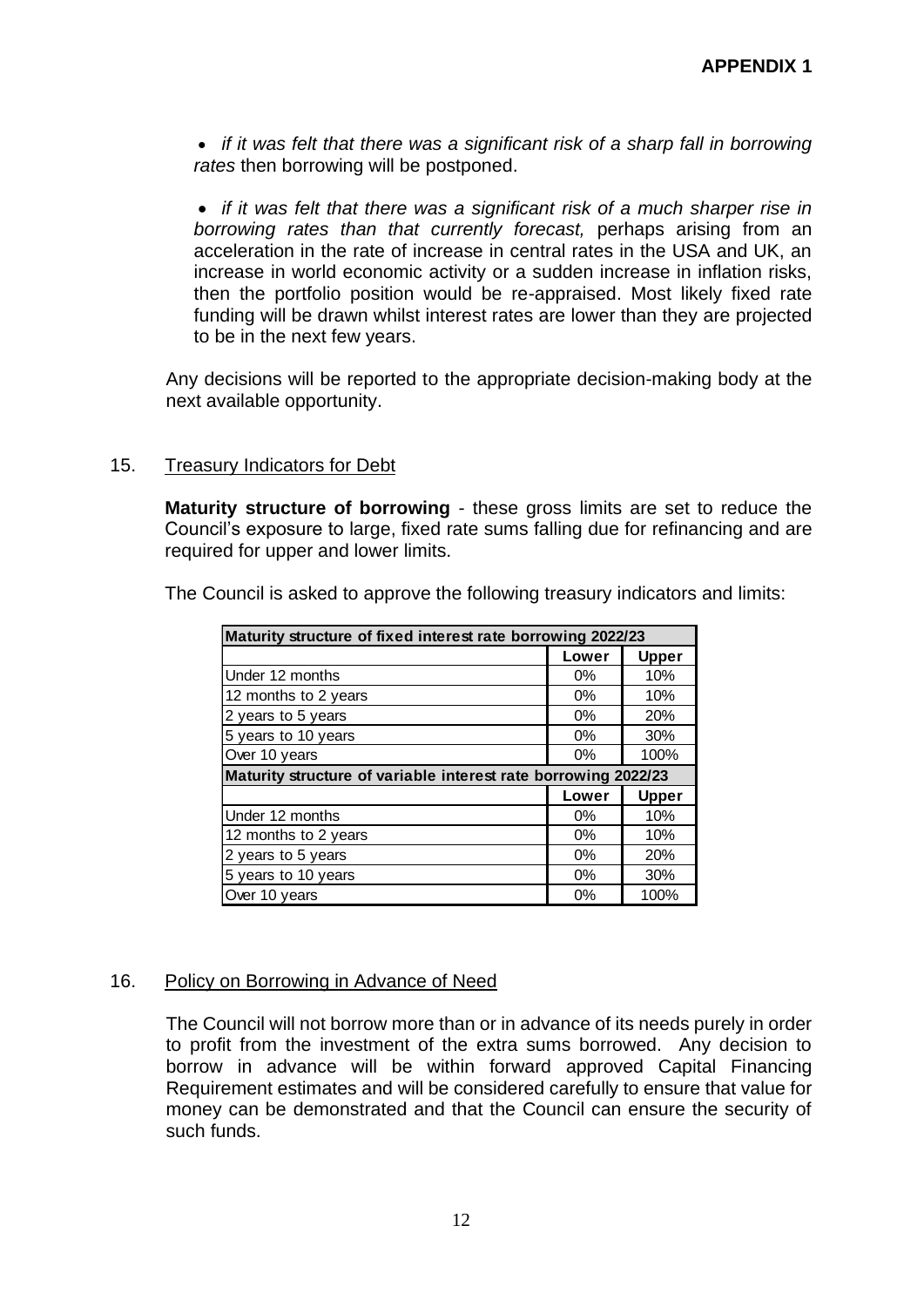**APPENDIX 1**

- *if it was felt that there was a significant risk of a sharp fall in borrowing rates* then borrowing will be postponed.

- *if it was felt that there was a significant risk of a much sharper rise in borrowing rates than that currently forecast,* perhaps arising from an acceleration in the rate of increase in central rates in the USA and UK, an increase in world economic activity or a sudden increase in inflation risks, then the portfolio position would be re-appraised. Most likely fixed rate funding will be drawn whilst interest rates are lower than they are projected to be in the next few years.

Any decisions will be reported to the appropriate decision-making body at the next available opportunity.

## 15. Treasury Indicators for Debt

**Maturity structure of borrowing** - these gross limits are set to reduce the Council's exposure to large, fixed rate sums falling due for refinancing and are required for upper and lower limits.

The Council is asked to approve the following treasury indicators and limits:

| **Maturity structure of fixed interest rate borrowing 2022/23** | | |
|---|---|---|
| | **Lower** | **Upper** |
| Under 12 months | 0% | 10% |
| 12 months to 2 years | 0% | 10% |
| 2 years to 5 years | 0% | 20% |
| 5 years to 10 years | 0% | 30% |
| Over 10 years | 0% | 100% |
| **Maturity structure of variable interest rate borrowing 2022/23** | | |
| | **Lower** | **Upper** |
| Under 12 months | 0% | 10% |
| 12 months to 2 years | 0% | 10% |
| 2 years to 5 years | 0% | 20% |
| 5 years to 10 years | 0% | 30% |
| Over 10 years | 0% | 100% |

## 16. Policy on Borrowing in Advance of Need

The Council will not borrow more than or in advance of its needs purely in order to profit from the investment of the extra sums borrowed. Any decision to borrow in advance will be within forward approved Capital Financing Requirement estimates and will be considered carefully to ensure that value for money can be demonstrated and that the Council can ensure the security of such funds.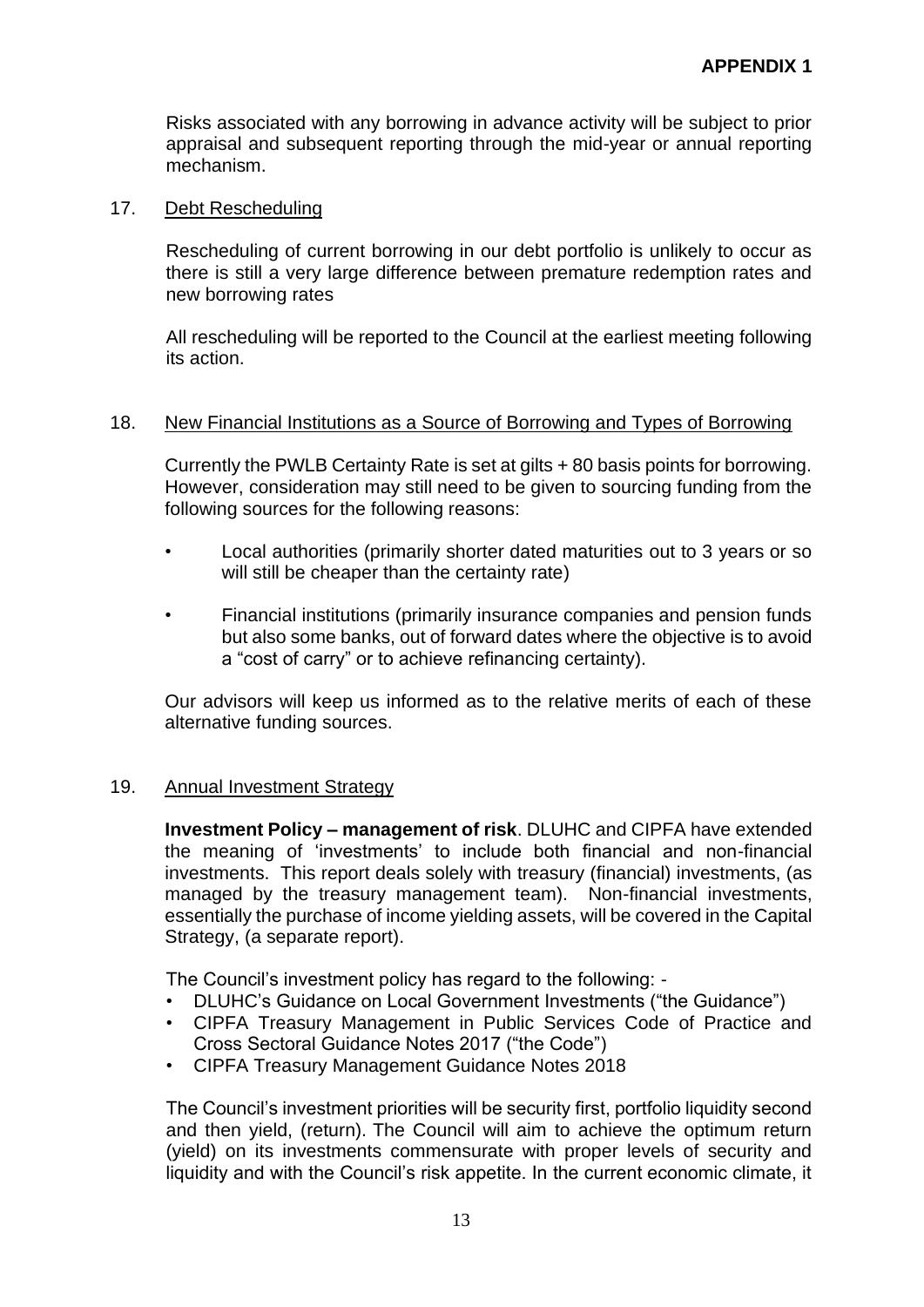**APPENDIX 1**

Risks associated with any borrowing in advance activity will be subject to prior appraisal and subsequent reporting through the mid-year or annual reporting mechanism.

## 17. Debt Rescheduling

Rescheduling of current borrowing in our debt portfolio is unlikely to occur as there is still a very large difference between premature redemption rates and new borrowing rates

All rescheduling will be reported to the Council at the earliest meeting following its action.

## 18. New Financial Institutions as a Source of Borrowing and Types of Borrowing

Currently the PWLB Certainty Rate is set at gilts + 80 basis points for borrowing. However, consideration may still need to be given to sourcing funding from the following sources for the following reasons:

- Local authorities (primarily shorter dated maturities out to 3 years or so will still be cheaper than the certainty rate)
- Financial institutions (primarily insurance companies and pension funds but also some banks, out of forward dates where the objective is to avoid a "cost of carry" or to achieve refinancing certainty).

Our advisors will keep us informed as to the relative merits of each of these alternative funding sources.

## 19. Annual Investment Strategy

**Investment Policy – management of risk**. DLUHC and CIPFA have extended the meaning of 'investments' to include both financial and non-financial investments. This report deals solely with treasury (financial) investments, (as managed by the treasury management team). Non-financial investments, essentially the purchase of income yielding assets, will be covered in the Capital Strategy, (a separate report).

The Council's investment policy has regard to the following: -

- DLUHC's Guidance on Local Government Investments ("the Guidance")
- CIPFA Treasury Management in Public Services Code of Practice and Cross Sectoral Guidance Notes 2017 ("the Code")
- CIPFA Treasury Management Guidance Notes 2018

The Council's investment priorities will be security first, portfolio liquidity second and then yield, (return). The Council will aim to achieve the optimum return (yield) on its investments commensurate with proper levels of security and liquidity and with the Council's risk appetite. In the current economic climate, it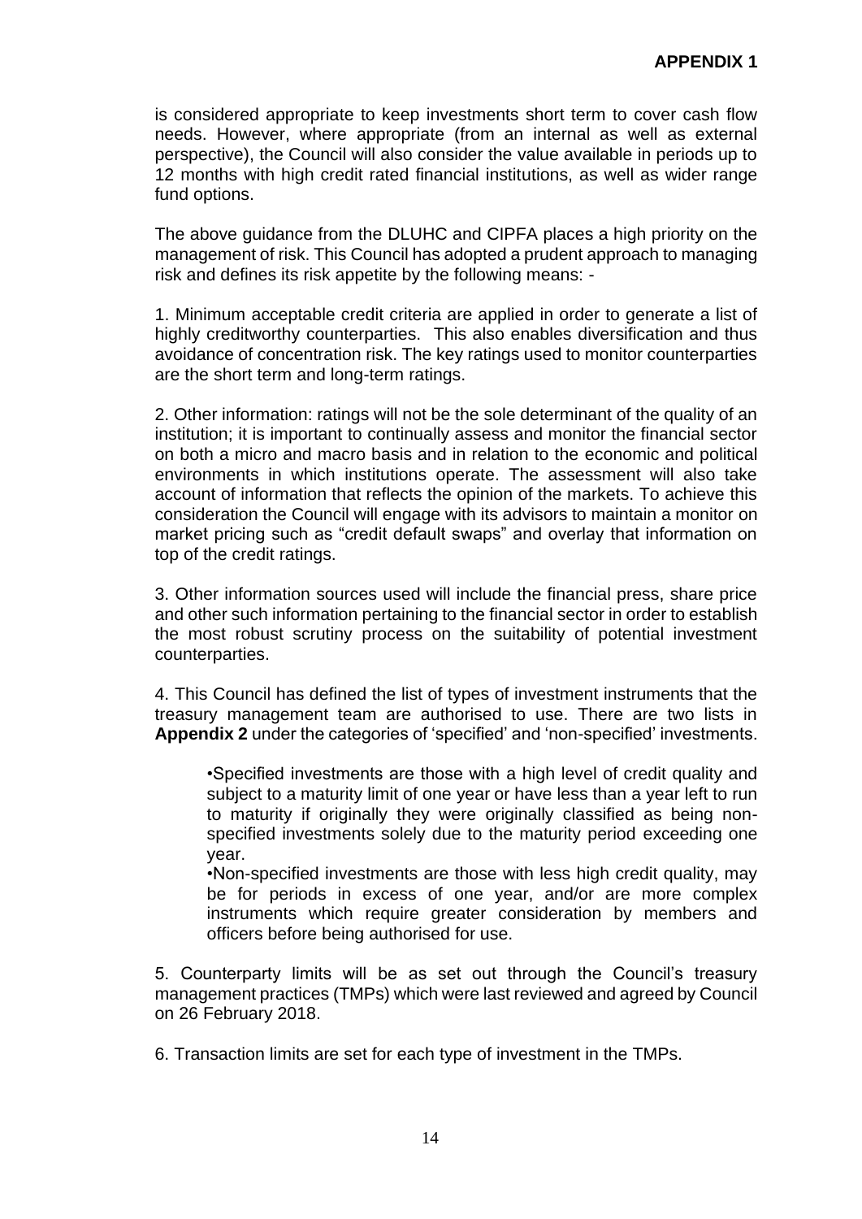**APPENDIX 1**

is considered appropriate to keep investments short term to cover cash flow needs. However, where appropriate (from an internal as well as external perspective), the Council will also consider the value available in periods up to 12 months with high credit rated financial institutions, as well as wider range fund options.

The above guidance from the DLUHC and CIPFA places a high priority on the management of risk. This Council has adopted a prudent approach to managing risk and defines its risk appetite by the following means: -

1. Minimum acceptable credit criteria are applied in order to generate a list of highly creditworthy counterparties. This also enables diversification and thus avoidance of concentration risk. The key ratings used to monitor counterparties are the short term and long-term ratings.

2. Other information: ratings will not be the sole determinant of the quality of an institution; it is important to continually assess and monitor the financial sector on both a micro and macro basis and in relation to the economic and political environments in which institutions operate. The assessment will also take account of information that reflects the opinion of the markets. To achieve this consideration the Council will engage with its advisors to maintain a monitor on market pricing such as "credit default swaps" and overlay that information on top of the credit ratings.

3. Other information sources used will include the financial press, share price and other such information pertaining to the financial sector in order to establish the most robust scrutiny process on the suitability of potential investment counterparties.

4. This Council has defined the list of types of investment instruments that the treasury management team are authorised to use. There are two lists in **Appendix 2** under the categories of 'specified' and 'non-specified' investments.

- Specified investments are those with a high level of credit quality and subject to a maturity limit of one year or have less than a year left to run to maturity if originally they were originally classified as being non-specified investments solely due to the maturity period exceeding one year.
- Non-specified investments are those with less high credit quality, may be for periods in excess of one year, and/or are more complex instruments which require greater consideration by members and officers before being authorised for use.

5. Counterparty limits will be as set out through the Council's treasury management practices (TMPs) which were last reviewed and agreed by Council on 26 February 2018.

6. Transaction limits are set for each type of investment in the TMPs.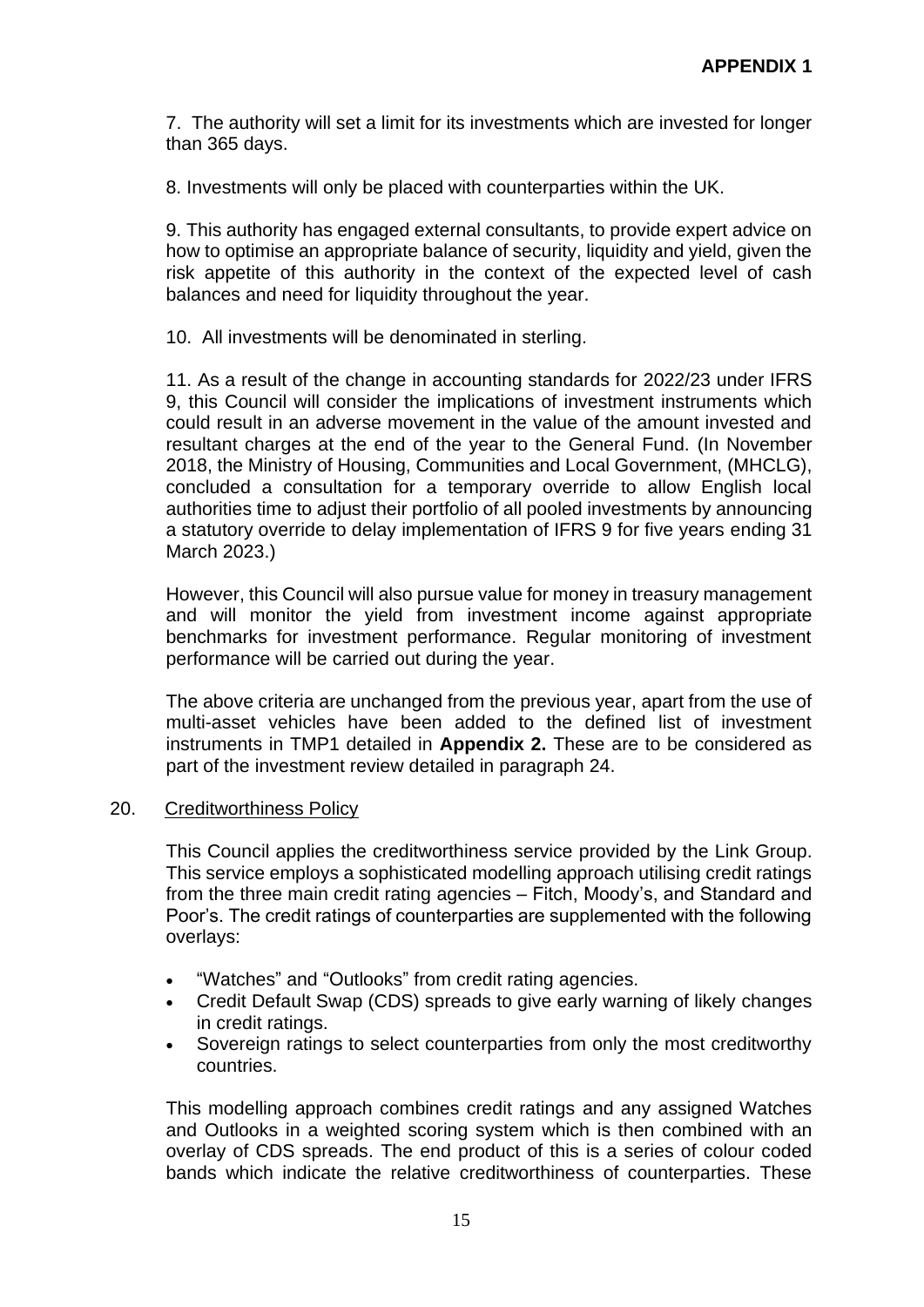**APPENDIX 1**

7. The authority will set a limit for its investments which are invested for longer than 365 days.

8. Investments will only be placed with counterparties within the UK.

9. This authority has engaged external consultants, to provide expert advice on how to optimise an appropriate balance of security, liquidity and yield, given the risk appetite of this authority in the context of the expected level of cash balances and need for liquidity throughout the year.

10. All investments will be denominated in sterling.

11. As a result of the change in accounting standards for 2022/23 under IFRS 9, this Council will consider the implications of investment instruments which could result in an adverse movement in the value of the amount invested and resultant charges at the end of the year to the General Fund. (In November 2018, the Ministry of Housing, Communities and Local Government, (MHCLG), concluded a consultation for a temporary override to allow English local authorities time to adjust their portfolio of all pooled investments by announcing a statutory override to delay implementation of IFRS 9 for five years ending 31 March 2023.)

However, this Council will also pursue value for money in treasury management and will monitor the yield from investment income against appropriate benchmarks for investment performance. Regular monitoring of investment performance will be carried out during the year.

The above criteria are unchanged from the previous year, apart from the use of multi-asset vehicles have been added to the defined list of investment instruments in TMP1 detailed in **Appendix 2.** These are to be considered as part of the investment review detailed in paragraph 24.

20. Creditworthiness Policy

This Council applies the creditworthiness service provided by the Link Group. This service employs a sophisticated modelling approach utilising credit ratings from the three main credit rating agencies – Fitch, Moody's, and Standard and Poor's. The credit ratings of counterparties are supplemented with the following overlays:

- "Watches" and "Outlooks" from credit rating agencies.
- Credit Default Swap (CDS) spreads to give early warning of likely changes in credit ratings.
- Sovereign ratings to select counterparties from only the most creditworthy countries.

This modelling approach combines credit ratings and any assigned Watches and Outlooks in a weighted scoring system which is then combined with an overlay of CDS spreads. The end product of this is a series of colour coded bands which indicate the relative creditworthiness of counterparties. These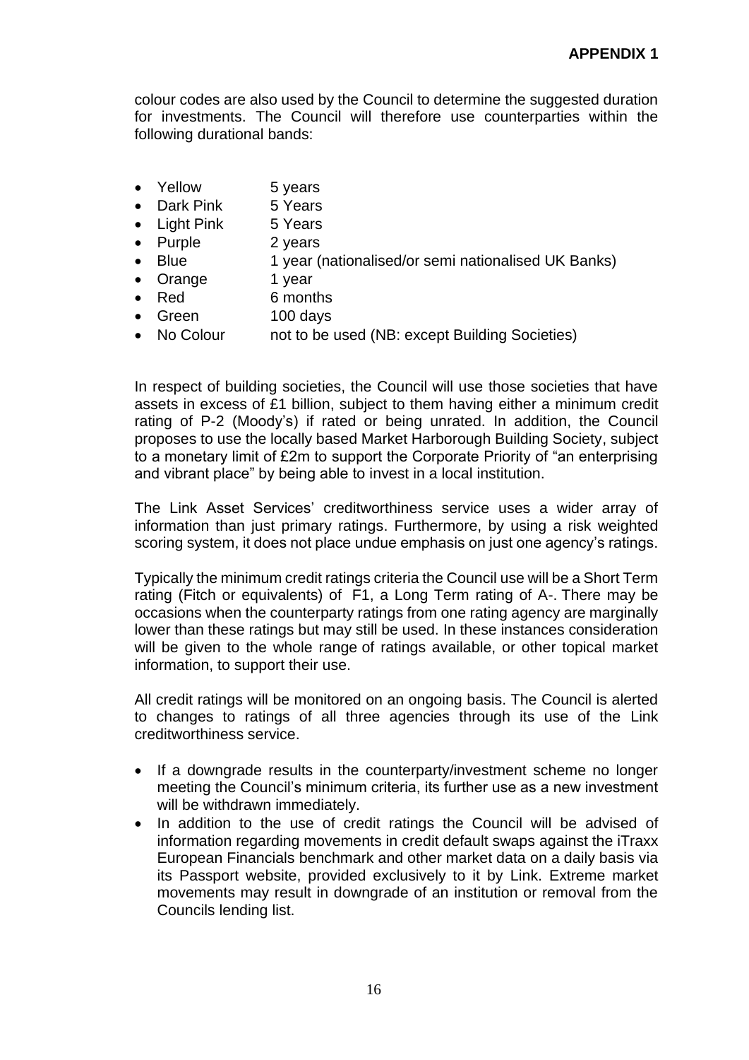colour codes are also used by the Council to determine the suggested duration for investments. The Council will therefore use counterparties within the following durational bands:

- Yellow 5 years
- Dark Pink 5 Years
- Light Pink 5 Years
- Purple 2 years
- Blue 1 year (nationalised/or semi nationalised UK Banks)
- Orange 1 year
- Red 6 months
- Green 100 days
- No Colour not to be used (NB: except Building Societies)

In respect of building societies, the Council will use those societies that have assets in excess of £1 billion, subject to them having either a minimum credit rating of P-2 (Moody's) if rated or being unrated. In addition, the Council proposes to use the locally based Market Harborough Building Society, subject to a monetary limit of £2m to support the Corporate Priority of "an enterprising and vibrant place" by being able to invest in a local institution.

The Link Asset Services' creditworthiness service uses a wider array of information than just primary ratings. Furthermore, by using a risk weighted scoring system, it does not place undue emphasis on just one agency's ratings.

Typically the minimum credit ratings criteria the Council use will be a Short Term rating (Fitch or equivalents) of F1, a Long Term rating of A-. There may be occasions when the counterparty ratings from one rating agency are marginally lower than these ratings but may still be used. In these instances consideration will be given to the whole range of ratings available, or other topical market information, to support their use.

All credit ratings will be monitored on an ongoing basis. The Council is alerted to changes to ratings of all three agencies through its use of the Link creditworthiness service.

- If a downgrade results in the counterparty/investment scheme no longer meeting the Council's minimum criteria, its further use as a new investment will be withdrawn immediately.
- In addition to the use of credit ratings the Council will be advised of information regarding movements in credit default swaps against the iTraxx European Financials benchmark and other market data on a daily basis via its Passport website, provided exclusively to it by Link. Extreme market movements may result in downgrade of an institution or removal from the Councils lending list.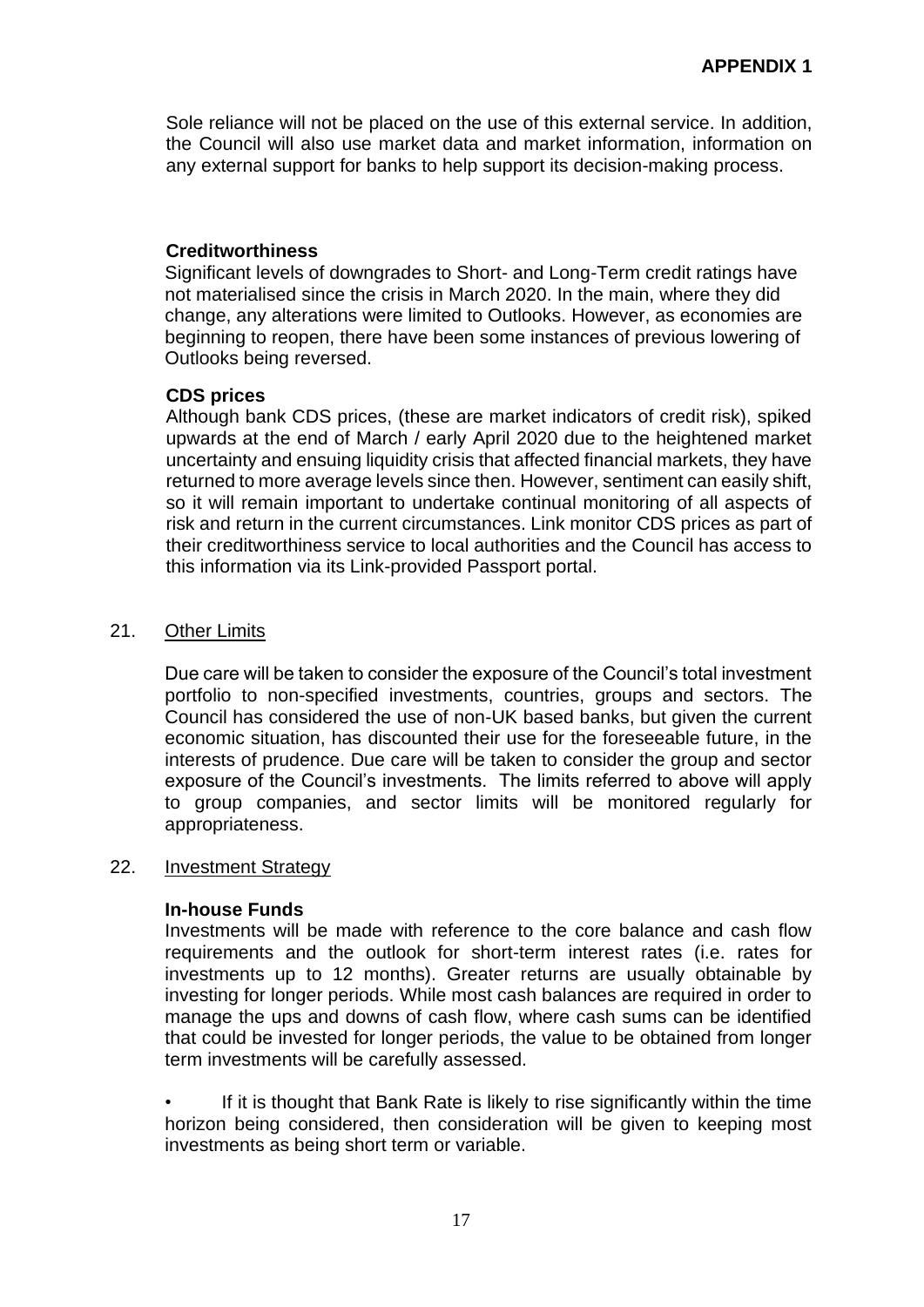Sole reliance will not be placed on the use of this external service. In addition, the Council will also use market data and market information, information on any external support for banks to help support its decision-making process.

**Creditworthiness**

Significant levels of downgrades to Short- and Long-Term credit ratings have not materialised since the crisis in March 2020. In the main, where they did change, any alterations were limited to Outlooks. However, as economies are beginning to reopen, there have been some instances of previous lowering of Outlooks being reversed.

**CDS prices**

Although bank CDS prices, (these are market indicators of credit risk), spiked upwards at the end of March / early April 2020 due to the heightened market uncertainty and ensuing liquidity crisis that affected financial markets, they have returned to more average levels since then. However, sentiment can easily shift, so it will remain important to undertake continual monitoring of all aspects of risk and return in the current circumstances. Link monitor CDS prices as part of their creditworthiness service to local authorities and the Council has access to this information via its Link-provided Passport portal.

21. Other Limits

Due care will be taken to consider the exposure of the Council's total investment portfolio to non-specified investments, countries, groups and sectors. The Council has considered the use of non-UK based banks, but given the current economic situation, has discounted their use for the foreseeable future, in the interests of prudence. Due care will be taken to consider the group and sector exposure of the Council's investments. The limits referred to above will apply to group companies, and sector limits will be monitored regularly for appropriateness.

22. Investment Strategy

**In-house Funds**

Investments will be made with reference to the core balance and cash flow requirements and the outlook for short-term interest rates (i.e. rates for investments up to 12 months). Greater returns are usually obtainable by investing for longer periods. While most cash balances are required in order to manage the ups and downs of cash flow, where cash sums can be identified that could be invested for longer periods, the value to be obtained from longer term investments will be carefully assessed.

- If it is thought that Bank Rate is likely to rise significantly within the time horizon being considered, then consideration will be given to keeping most investments as being short term or variable.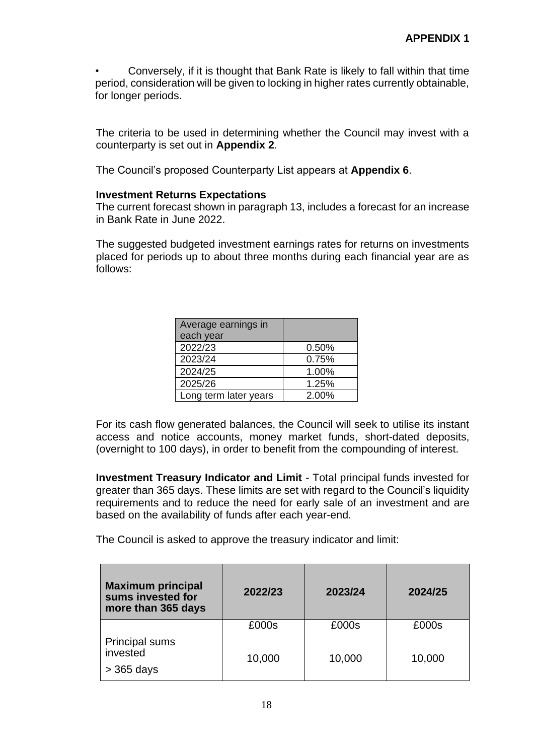**APPENDIX 1**

- Conversely, if it is thought that Bank Rate is likely to fall within that time period, consideration will be given to locking in higher rates currently obtainable, for longer periods.

The criteria to be used in determining whether the Council may invest with a counterparty is set out in **Appendix 2**.

The Council's proposed Counterparty List appears at **Appendix 6**.

**Investment Returns Expectations**

The current forecast shown in paragraph 13, includes a forecast for an increase in Bank Rate in June 2022.

The suggested budgeted investment earnings rates for returns on investments placed for periods up to about three months during each financial year are as follows:

| Average earnings in each year | |
|---|---|
| 2022/23 | 0.50% |
| 2023/24 | 0.75% |
| 2024/25 | 1.00% |
| 2025/26 | 1.25% |
| Long term later years | 2.00% |

For its cash flow generated balances, the Council will seek to utilise its instant access and notice accounts, money market funds, short-dated deposits, (overnight to 100 days), in order to benefit from the compounding of interest.

**Investment Treasury Indicator and Limit** - Total principal funds invested for greater than 365 days. These limits are set with regard to the Council's liquidity requirements and to reduce the need for early sale of an investment and are based on the availability of funds after each year-end.

The Council is asked to approve the treasury indicator and limit:

| **Maximum principal sums invested for more than 365 days** | **2022/23** | **2023/24** | **2024/25** |
|---|---|---|---|
| | £000s | £000s | £000s |
| Principal sums invested > 365 days | 10,000 | 10,000 | 10,000 |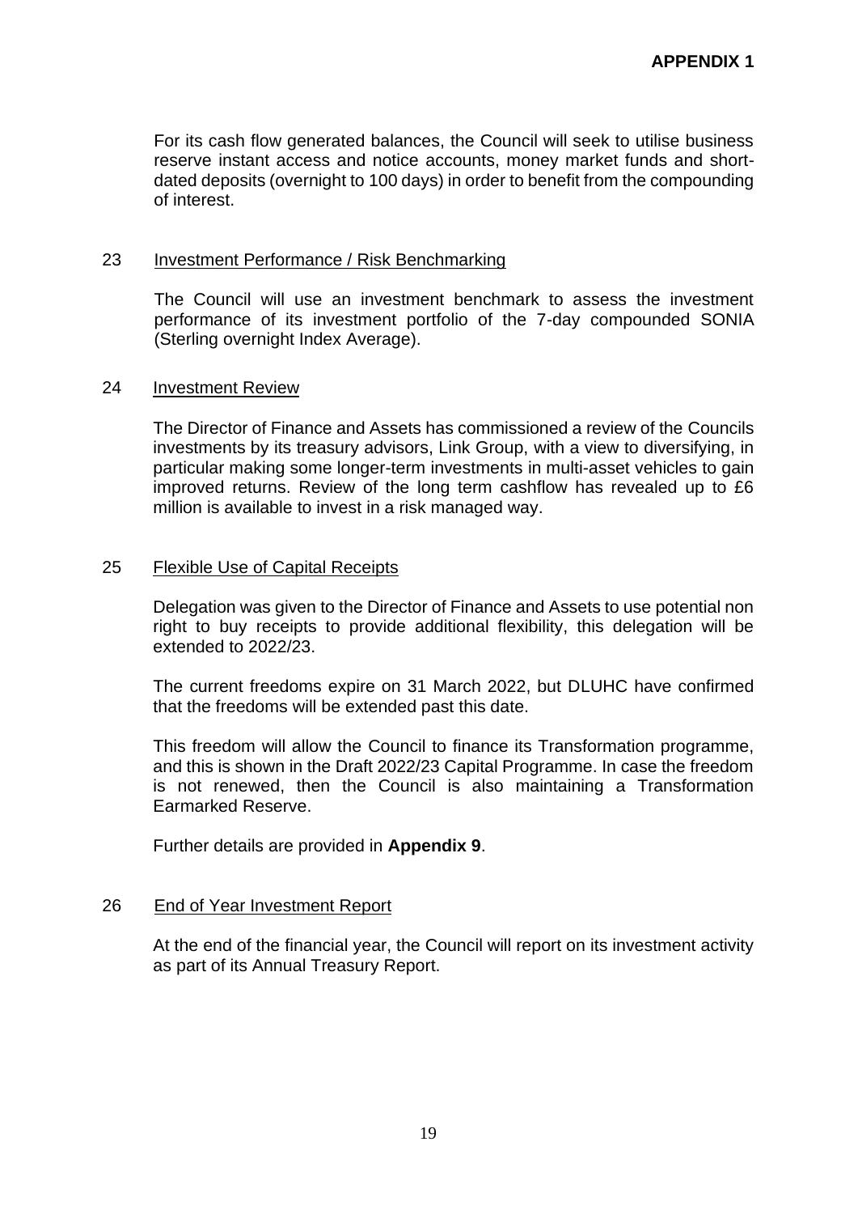**APPENDIX 1**

For its cash flow generated balances, the Council will seek to utilise business reserve instant access and notice accounts, money market funds and short-dated deposits (overnight to 100 days) in order to benefit from the compounding of interest.

## 23 Investment Performance / Risk Benchmarking

The Council will use an investment benchmark to assess the investment performance of its investment portfolio of the 7-day compounded SONIA (Sterling overnight Index Average).

## 24 Investment Review

The Director of Finance and Assets has commissioned a review of the Councils investments by its treasury advisors, Link Group, with a view to diversifying, in particular making some longer-term investments in multi-asset vehicles to gain improved returns. Review of the long term cashflow has revealed up to £6 million is available to invest in a risk managed way.

## 25 Flexible Use of Capital Receipts

Delegation was given to the Director of Finance and Assets to use potential non right to buy receipts to provide additional flexibility, this delegation will be extended to 2022/23.

The current freedoms expire on 31 March 2022, but DLUHC have confirmed that the freedoms will be extended past this date.

This freedom will allow the Council to finance its Transformation programme, and this is shown in the Draft 2022/23 Capital Programme. In case the freedom is not renewed, then the Council is also maintaining a Transformation Earmarked Reserve.

Further details are provided in **Appendix 9**.

## 26 End of Year Investment Report

At the end of the financial year, the Council will report on its investment activity as part of its Annual Treasury Report.